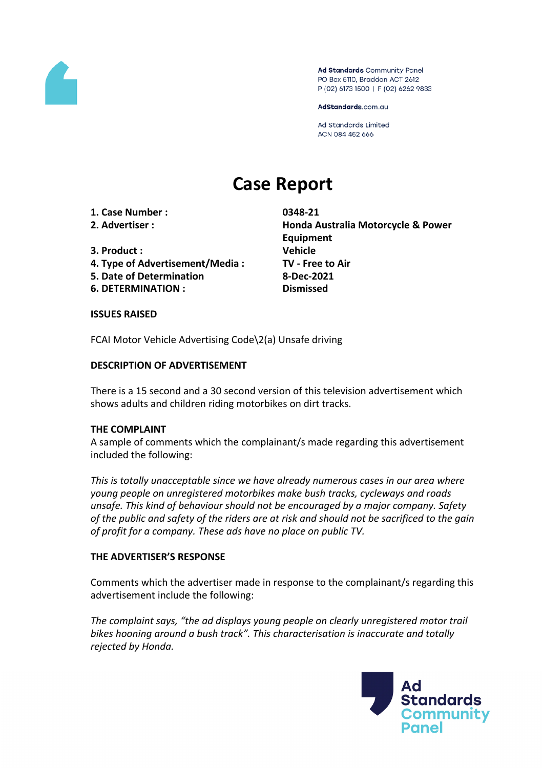Ad Standards Community Panel
PO Box 5110, Braddon ACT 2612
P (02) 6173 1500 | F (02) 6262 9833

AdStandards.com.au

Ad Standards Limited
ACN 084 452 666

# Case Report

| | |
|---|---|
| **1. Case Number :** | **0348-21** |
| **2. Advertiser :** | **Honda Australia Motorcycle & Power Equipment** |
| **3. Product :** | **Vehicle** |
| **4. Type of Advertisement/Media :** | **TV - Free to Air** |
| **5. Date of Determination** | **8-Dec-2021** |
| **6. DETERMINATION :** | **Dismissed** |

**ISSUES RAISED**

FCAI Motor Vehicle Advertising Code\2(a) Unsafe driving

**DESCRIPTION OF ADVERTISEMENT**

There is a 15 second and a 30 second version of this television advertisement which shows adults and children riding motorbikes on dirt tracks.

**THE COMPLAINT**

A sample of comments which the complainant/s made regarding this advertisement included the following:

*This is totally unacceptable since we have already numerous cases in our area where young people on unregistered motorbikes make bush tracks, cycleways and roads unsafe. This kind of behaviour should not be encouraged by a major company. Safety of the public and safety of the riders are at risk and should not be sacrificed to the gain of profit for a company. These ads have no place on public TV.*

**THE ADVERTISER'S RESPONSE**

Comments which the advertiser made in response to the complainant/s regarding this advertisement include the following:

*The complaint says, "the ad displays young people on clearly unregistered motor trail bikes hooning around a bush track". This characterisation is inaccurate and totally rejected by Honda.*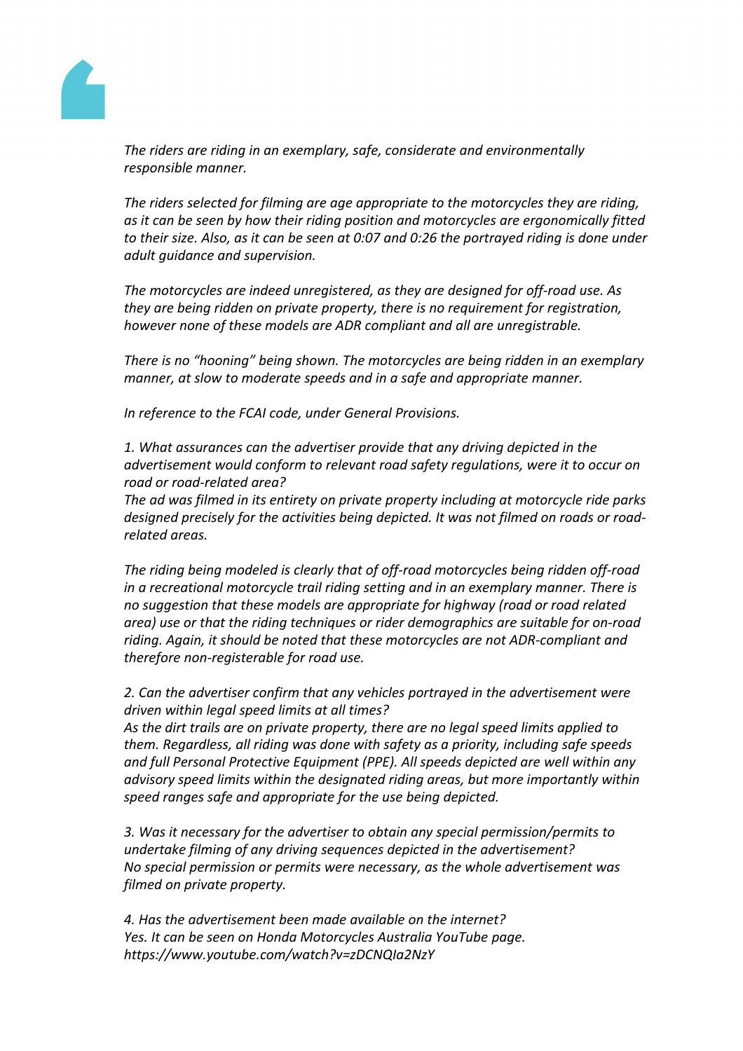*The riders are riding in an exemplary, safe, considerate and environmentally responsible manner.*

*The riders selected for filming are age appropriate to the motorcycles they are riding, as it can be seen by how their riding position and motorcycles are ergonomically fitted to their size. Also, as it can be seen at 0:07 and 0:26 the portrayed riding is done under adult guidance and supervision.*

*The motorcycles are indeed unregistered, as they are designed for off-road use. As they are being ridden on private property, there is no requirement for registration, however none of these models are ADR compliant and all are unregistrable.*

*There is no “hooning” being shown. The motorcycles are being ridden in an exemplary manner, at slow to moderate speeds and in a safe and appropriate manner.*

*In reference to the FCAI code, under General Provisions.*

*1. What assurances can the advertiser provide that any driving depicted in the advertisement would conform to relevant road safety regulations, were it to occur on road or road-related area?*
*The ad was filmed in its entirety on private property including at motorcycle ride parks designed precisely for the activities being depicted. It was not filmed on roads or road-related areas.*

*The riding being modeled is clearly that of off-road motorcycles being ridden off-road in a recreational motorcycle trail riding setting and in an exemplary manner. There is no suggestion that these models are appropriate for highway (road or road related area) use or that the riding techniques or rider demographics are suitable for on-road riding. Again, it should be noted that these motorcycles are not ADR-compliant and therefore non-registerable for road use.*

*2. Can the advertiser confirm that any vehicles portrayed in the advertisement were driven within legal speed limits at all times?*
*As the dirt trails are on private property, there are no legal speed limits applied to them. Regardless, all riding was done with safety as a priority, including safe speeds and full Personal Protective Equipment (PPE). All speeds depicted are well within any advisory speed limits within the designated riding areas, but more importantly within speed ranges safe and appropriate for the use being depicted.*

*3. Was it necessary for the advertiser to obtain any special permission/permits to undertake filming of any driving sequences depicted in the advertisement?*
*No special permission or permits were necessary, as the whole advertisement was filmed on private property.*

*4. Has the advertisement been made available on the internet?*
*Yes. It can be seen on Honda Motorcycles Australia YouTube page.*
*https://www.youtube.com/watch?v=zDCNQIa2NzY*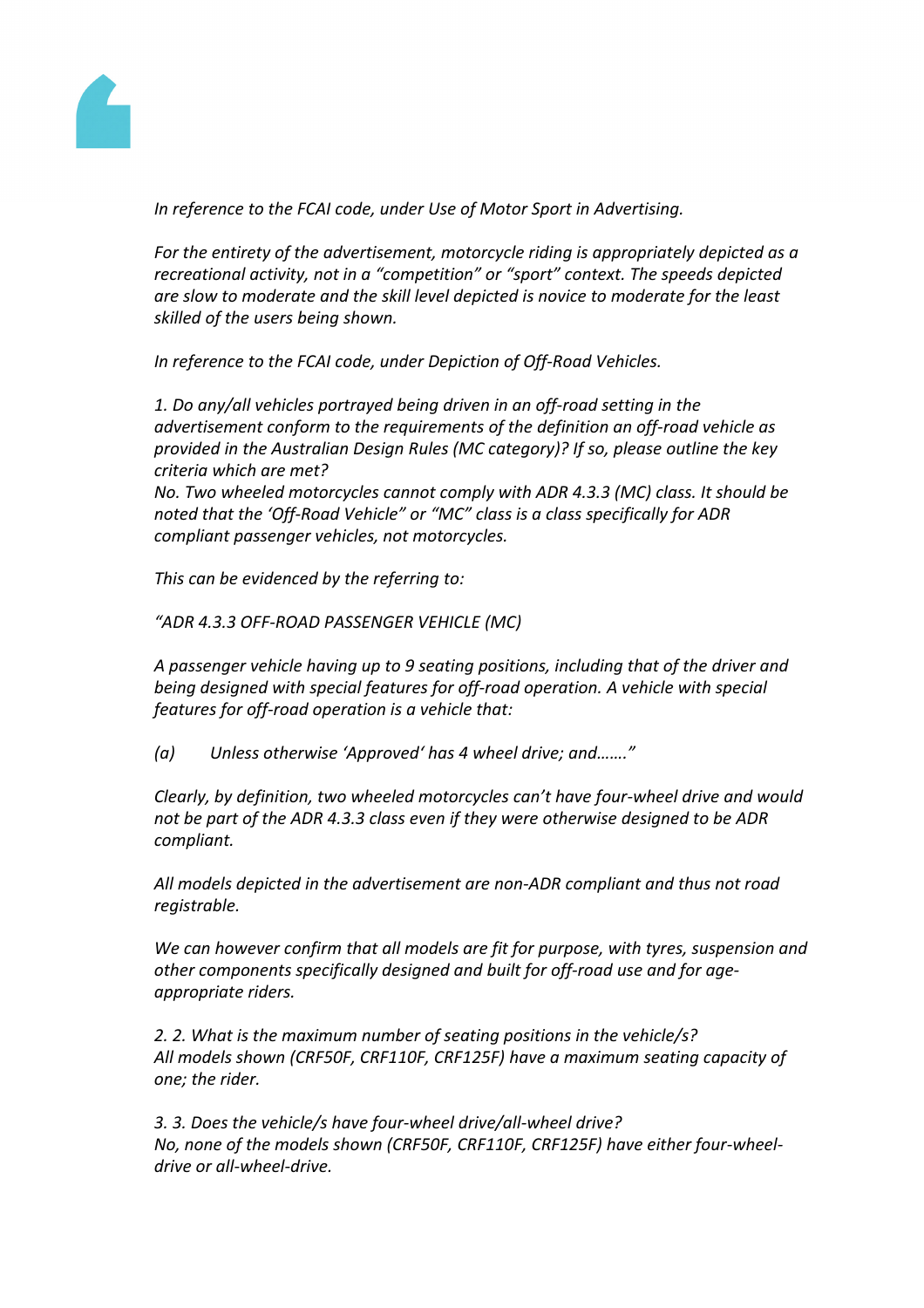*In reference to the FCAI code, under Use of Motor Sport in Advertising.*

*For the entirety of the advertisement, motorcycle riding is appropriately depicted as a recreational activity, not in a "competition" or "sport" context. The speeds depicted are slow to moderate and the skill level depicted is novice to moderate for the least skilled of the users being shown.*

*In reference to the FCAI code, under Depiction of Off-Road Vehicles.*

*1. Do any/all vehicles portrayed being driven in an off-road setting in the advertisement conform to the requirements of the definition an off-road vehicle as provided in the Australian Design Rules (MC category)? If so, please outline the key criteria which are met?*
*No. Two wheeled motorcycles cannot comply with ADR 4.3.3 (MC) class. It should be noted that the 'Off-Road Vehicle" or "MC" class is a class specifically for ADR compliant passenger vehicles, not motorcycles.*

*This can be evidenced by the referring to:*

*"ADR 4.3.3 OFF-ROAD PASSENGER VEHICLE (MC)*

*A passenger vehicle having up to 9 seating positions, including that of the driver and being designed with special features for off-road operation. A vehicle with special features for off-road operation is a vehicle that:*

*(a) Unless otherwise 'Approved' has 4 wheel drive; and……."*

*Clearly, by definition, two wheeled motorcycles can't have four-wheel drive and would not be part of the ADR 4.3.3 class even if they were otherwise designed to be ADR compliant.*

*All models depicted in the advertisement are non-ADR compliant and thus not road registrable.*

*We can however confirm that all models are fit for purpose, with tyres, suspension and other components specifically designed and built for off-road use and for age-appropriate riders.*

*2. 2. What is the maximum number of seating positions in the vehicle/s?*
*All models shown (CRF50F, CRF110F, CRF125F) have a maximum seating capacity of one; the rider.*

*3. 3. Does the vehicle/s have four-wheel drive/all-wheel drive?*
*No, none of the models shown (CRF50F, CRF110F, CRF125F) have either four-wheel-drive or all-wheel-drive.*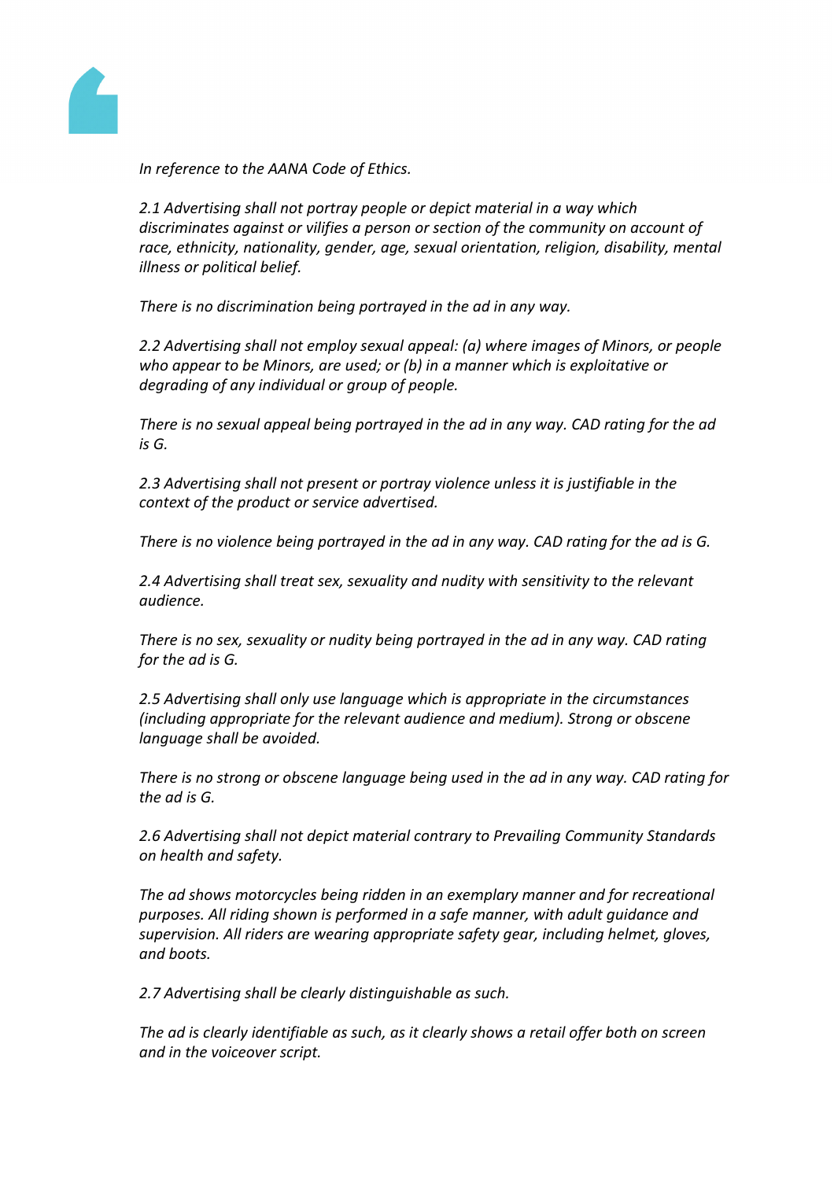*In reference to the AANA Code of Ethics.*

*2.1 Advertising shall not portray people or depict material in a way which discriminates against or vilifies a person or section of the community on account of race, ethnicity, nationality, gender, age, sexual orientation, religion, disability, mental illness or political belief.*

*There is no discrimination being portrayed in the ad in any way.*

*2.2 Advertising shall not employ sexual appeal: (a) where images of Minors, or people who appear to be Minors, are used; or (b) in a manner which is exploitative or degrading of any individual or group of people.*

*There is no sexual appeal being portrayed in the ad in any way. CAD rating for the ad is G.*

*2.3 Advertising shall not present or portray violence unless it is justifiable in the context of the product or service advertised.*

*There is no violence being portrayed in the ad in any way. CAD rating for the ad is G.*

*2.4 Advertising shall treat sex, sexuality and nudity with sensitivity to the relevant audience.*

*There is no sex, sexuality or nudity being portrayed in the ad in any way. CAD rating for the ad is G.*

*2.5 Advertising shall only use language which is appropriate in the circumstances (including appropriate for the relevant audience and medium). Strong or obscene language shall be avoided.*

*There is no strong or obscene language being used in the ad in any way. CAD rating for the ad is G.*

*2.6 Advertising shall not depict material contrary to Prevailing Community Standards on health and safety.*

*The ad shows motorcycles being ridden in an exemplary manner and for recreational purposes. All riding shown is performed in a safe manner, with adult guidance and supervision. All riders are wearing appropriate safety gear, including helmet, gloves, and boots.*

*2.7 Advertising shall be clearly distinguishable as such.*

*The ad is clearly identifiable as such, as it clearly shows a retail offer both on screen and in the voiceover script.*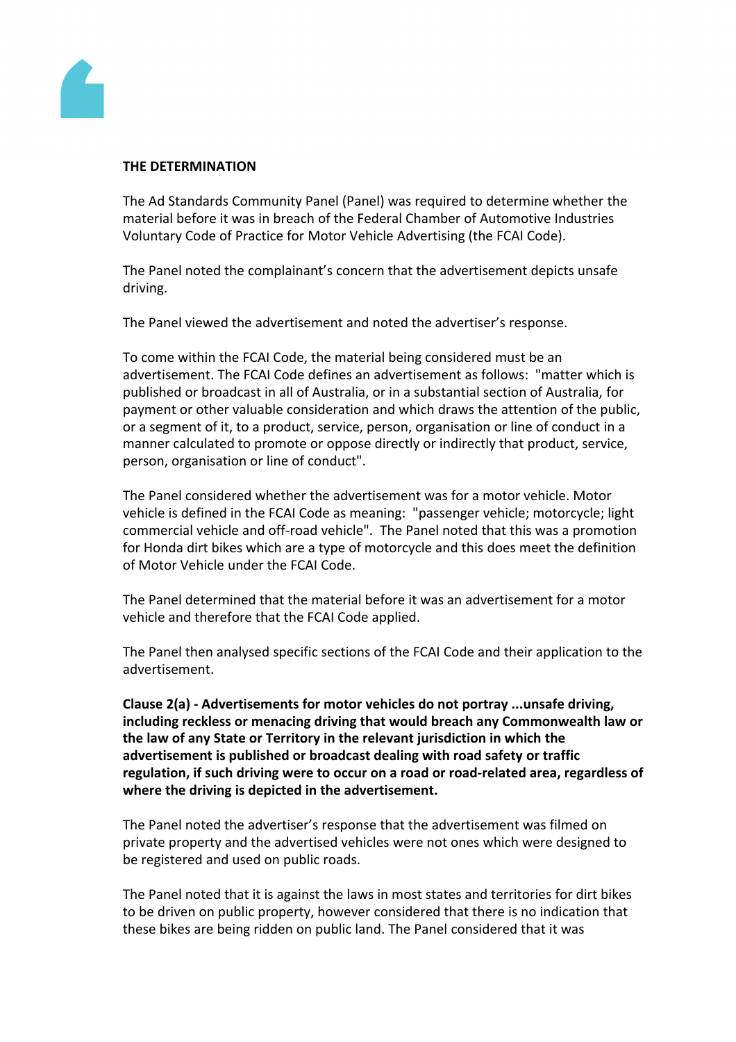**THE DETERMINATION**

The Ad Standards Community Panel (Panel) was required to determine whether the material before it was in breach of the Federal Chamber of Automotive Industries Voluntary Code of Practice for Motor Vehicle Advertising (the FCAI Code).

The Panel noted the complainant's concern that the advertisement depicts unsafe driving.

The Panel viewed the advertisement and noted the advertiser's response.

To come within the FCAI Code, the material being considered must be an advertisement. The FCAI Code defines an advertisement as follows: "matter which is published or broadcast in all of Australia, or in a substantial section of Australia, for payment or other valuable consideration and which draws the attention of the public, or a segment of it, to a product, service, person, organisation or line of conduct in a manner calculated to promote or oppose directly or indirectly that product, service, person, organisation or line of conduct".

The Panel considered whether the advertisement was for a motor vehicle. Motor vehicle is defined in the FCAI Code as meaning: "passenger vehicle; motorcycle; light commercial vehicle and off-road vehicle". The Panel noted that this was a promotion for Honda dirt bikes which are a type of motorcycle and this does meet the definition of Motor Vehicle under the FCAI Code.

The Panel determined that the material before it was an advertisement for a motor vehicle and therefore that the FCAI Code applied.

The Panel then analysed specific sections of the FCAI Code and their application to the advertisement.

**Clause 2(a) - Advertisements for motor vehicles do not portray ...unsafe driving, including reckless or menacing driving that would breach any Commonwealth law or the law of any State or Territory in the relevant jurisdiction in which the advertisement is published or broadcast dealing with road safety or traffic regulation, if such driving were to occur on a road or road-related area, regardless of where the driving is depicted in the advertisement.**

The Panel noted the advertiser's response that the advertisement was filmed on private property and the advertised vehicles were not ones which were designed to be registered and used on public roads.

The Panel noted that it is against the laws in most states and territories for dirt bikes to be driven on public property, however considered that there is no indication that these bikes are being ridden on public land. The Panel considered that it was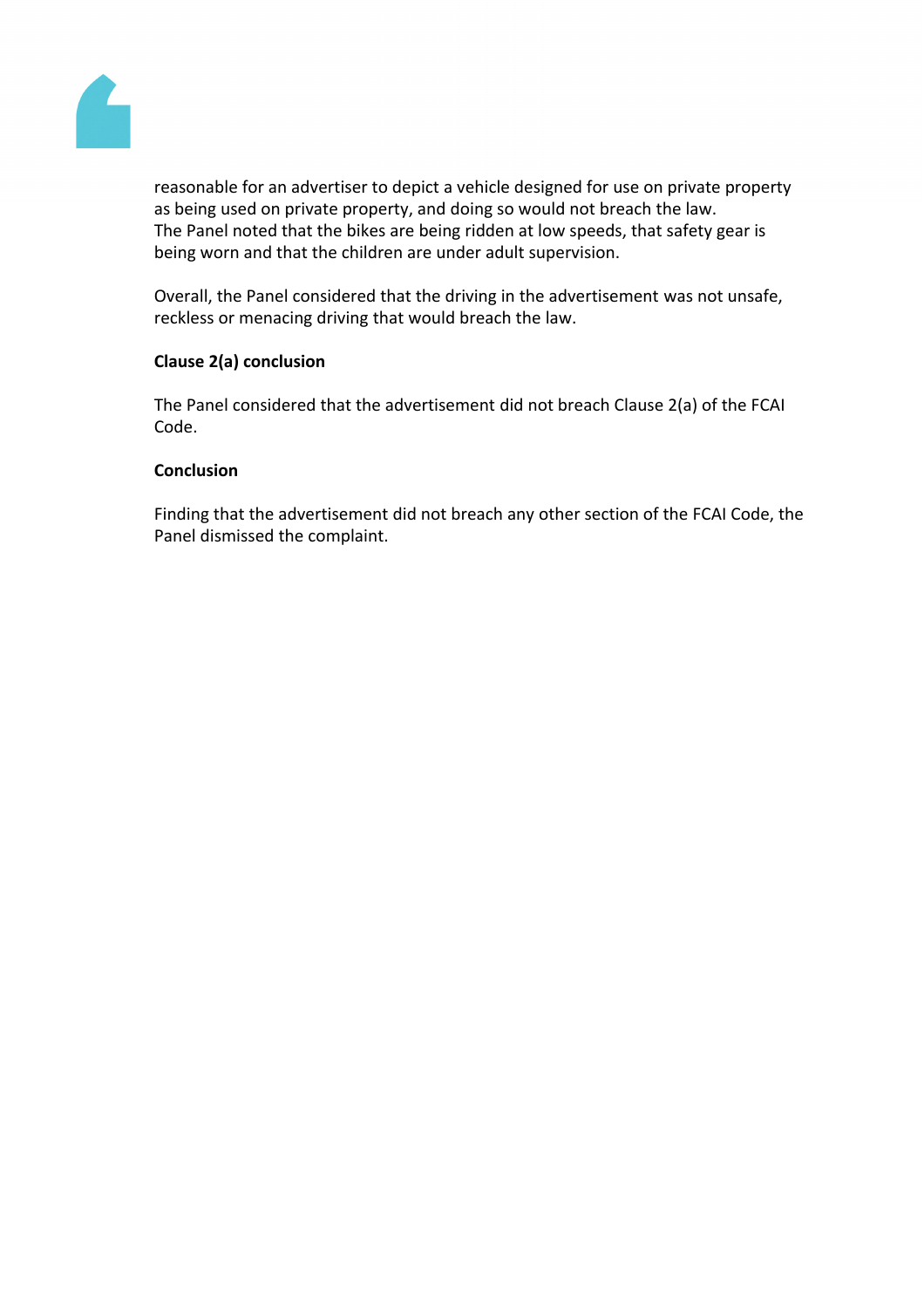reasonable for an advertiser to depict a vehicle designed for use on private property as being used on private property, and doing so would not breach the law.
The Panel noted that the bikes are being ridden at low speeds, that safety gear is being worn and that the children are under adult supervision.

Overall, the Panel considered that the driving in the advertisement was not unsafe, reckless or menacing driving that would breach the law.

**Clause 2(a) conclusion**

The Panel considered that the advertisement did not breach Clause 2(a) of the FCAI Code.

**Conclusion**

Finding that the advertisement did not breach any other section of the FCAI Code, the Panel dismissed the complaint.